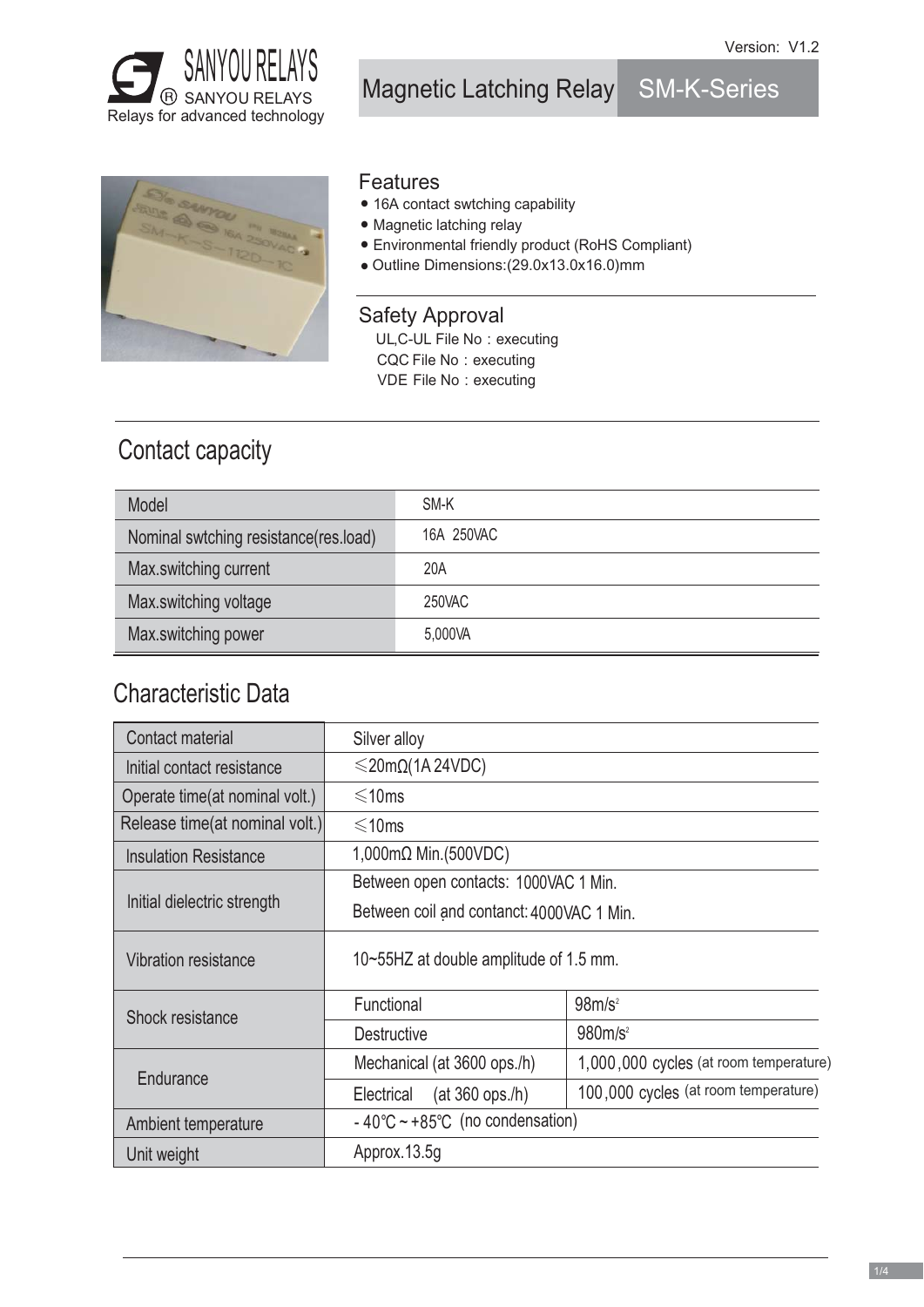Version: V1.2

SANYOU RELAYS
® SANYOU RELAYS
Relays for advanced technology

# Magnetic Latching Relay SM-K-Series

## Features

- 16A contact swtching capability
- Magnetic latching relay
- Environmental friendly product (RoHS Compliant)
- Outline Dimensions:(29.0x13.0x16.0)mm

## Safety Approval

UL,C-UL File No：executing
CQC File No：executing
VDE File No：executing

## Contact capacity

| Model | SM-K |
|---|---|
| Nominal swtching resistance(res.load) | 16A 250VAC |
| Max.switching current | 20A |
| Max.switching voltage | 250VAC |
| Max.switching power | 5,000VA |

## Characteristic Data

| Contact material | Silver alloy | |
|---|---|---|
| Initial contact resistance | ≤20mΩ(1A 24VDC) | |
| Operate time(at nominal volt.) | ≤10ms | |
| Release time(at nominal volt.) | ≤10ms | |
| Insulation Resistance | 1,000mΩ Min.(500VDC) | |
| Initial dielectric strength | Between open contacts: 1000VAC 1 Min. | |
| | Between coil and contanct: 4000VAC 1 Min. | |
| Vibration resistance | 10~55HZ at double amplitude of 1.5 mm. | |
| Shock resistance | Functional | $98m/s^2$ |
| | Destructive | $980m/s^2$ |
| Endurance | Mechanical (at 3600 ops./h) | 1,000,000 cycles (at room temperature) |
| | Electrical (at 360 ops./h) | 100,000 cycles (at room temperature) |
| Ambient temperature | -40℃~+85℃ (no condensation) | |
| Unit weight | Approx.13.5g | |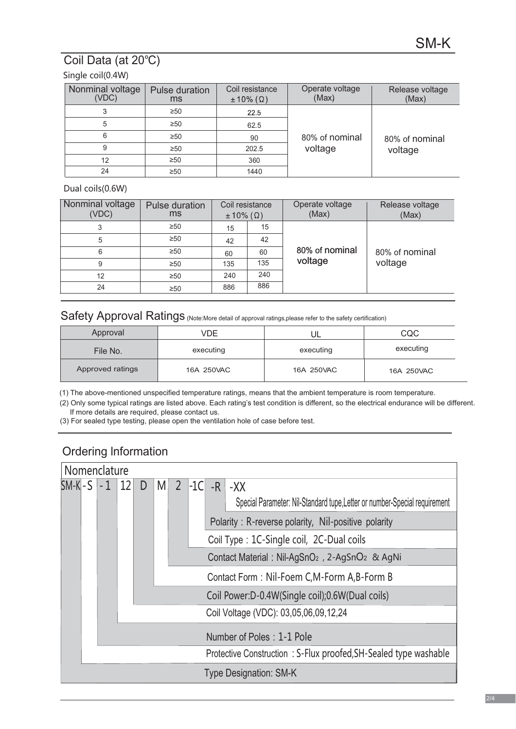## Coil Data (at 20℃)

Single coil(0.4W)

| Nonminal voltage (VDC) | Pulse duration ms | Coil resistance ±10% (Ω) | Operate voltage (Max) | Release voltage (Max) |
|---|---|---|---|---|
| 3 | ≥50 | 22.5 | 80% of nominal voltage | 80% of nominal voltage |
| 5 | ≥50 | 62.5 | | |
| 6 | ≥50 | 90 | | |
| 9 | ≥50 | 202.5 | | |
| 12 | ≥50 | 360 | | |
| 24 | ≥50 | 1440 | | |

Dual coils(0.6W)

| Nonminal voltage (VDC) | Pulse duration ms | Coil resistance ±10% (Ω) | | Operate voltage (Max) | Release voltage (Max) |
|---|---|---|---|---|---|
| 3 | ≥50 | 15 | 15 | 80% of nominal voltage | 80% of nominal voltage |
| 5 | ≥50 | 42 | 42 | | |
| 6 | ≥50 | 60 | 60 | | |
| 9 | ≥50 | 135 | 135 | | |
| 12 | ≥50 | 240 | 240 | | |
| 24 | ≥50 | 886 | 886 | | |

## Safety Approval Ratings (Note:More detail of approval ratings,please refer to the safety certification)

| Approval | VDE | UL | CQC |
|---|---|---|---|
| File No. | executing | executing | executing |
| Approved ratings | 16A 250VAC | 16A 250VAC | 16A 250VAC |

(1) The above-mentioned unspecified temperature ratings, means that the ambient temperature is room temperature.

(2) Only some typical ratings are listed above. Each rating's test condition is different, so the electrical endurance will be different. If more details are required, please contact us.

(3) For sealed type testing, please open the ventilation hole of case before test.

## Ordering Information

Nomenclature

SM-K - S - 1 12 D M 2 -1C -R -XX

- -XX: Special Parameter: Nil-Standard tupe,Letter or number-Special requirement
- -R: Polarity：R-reverse polarity, Nil-positive polarity
- -1C: Coil Type：1C-Single coil, 2C-Dual coils
- 2: Contact Material：Nil-$AgSnO_2$ , 2-$AgSnO_2$ & AgNi
- M: Contact Form：Nil-Foem C,M-Form A,B-Form B
- D: Coil Power:D-0.4W(Single coil);0.6W(Dual coils)
- 12: Coil Voltage (VDC): 03,05,06,09,12,24
- 1: Number of Poles：1-1 Pole
- S: Protective Construction：S-Flux proofed,SH-Sealed type washable
- SM-K: Type Designation: SM-K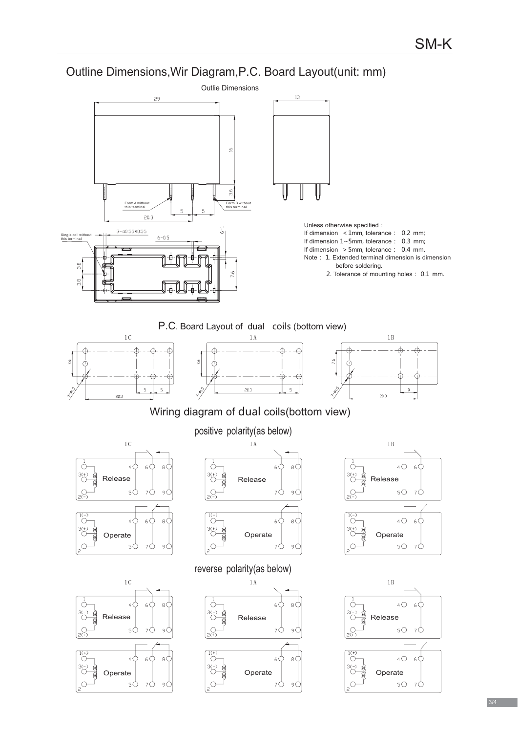# Outline Dimensions,Wir Diagram,P.C. Board Layout(unit: mm)

Outlie Dimensions

29

16

3.6

13

Form A without this terminal

Form B without this terminal

5 5

20.3

Single coil without this terminal

3-□0.55×0.55

6-0.5

6-1

3.8

3.8

7.6

Unless otherwise specified：

If dimension ＜1mm, tolerance： 0.2 mm;

If dimension 1~5mm, tolerance： 0.3 mm;

If dimension ＞5mm, tolerance： 0.4 mm.

Note：1. Extended terminal dimension is dimension before soldering.

2. Tolerance of mounting holes：0.1 mm.

## P.C. Board Layout of dual coils (bottom view)

1C

7.6

9-Ø1.5

20.3

5 5

1A

7.6

7-Ø1.5

20.3

5

1B

7.6

7-Ø1.5

20.3

5

## Wiring diagram of dual coils(bottom view)

### positive polarity(as below)

1C

1, 3(+), 2(-), 4, 5, 6, 7, 8, 9 — Release

1(-), 3(+), 2, 4, 5, 6, 7, 8, 9 — Operate

1A

1, 3(+), 2(-), 6, 7, 8, 9 — Release

1(-), 3(+), 2, 6, 7, 8, 9 — Operate

1B

1, 3(+), 2(-), 4, 5, 6, 7 — Release

1(-), 3(+), 2, 4, 5, 6, 7 — Operate

### reverse polarity(as below)

1C

1, 3(-), 2(+), 4, 5, 6, 7, 8, 9 — Release

1(+), 3(-), 2, 4, 5, 6, 7, 8, 9 — Operate

1A

1, 3(-), 2(+), 6, 7, 8, 9 — Release

1(+), 3(-), 2, 6, 7, 8, 9 — Operate

1B

1, 3(-), 2(+), 4, 5, 6, 7 — Release

1(+), 3(-), 2, 4, 5, 6, 7 — Operate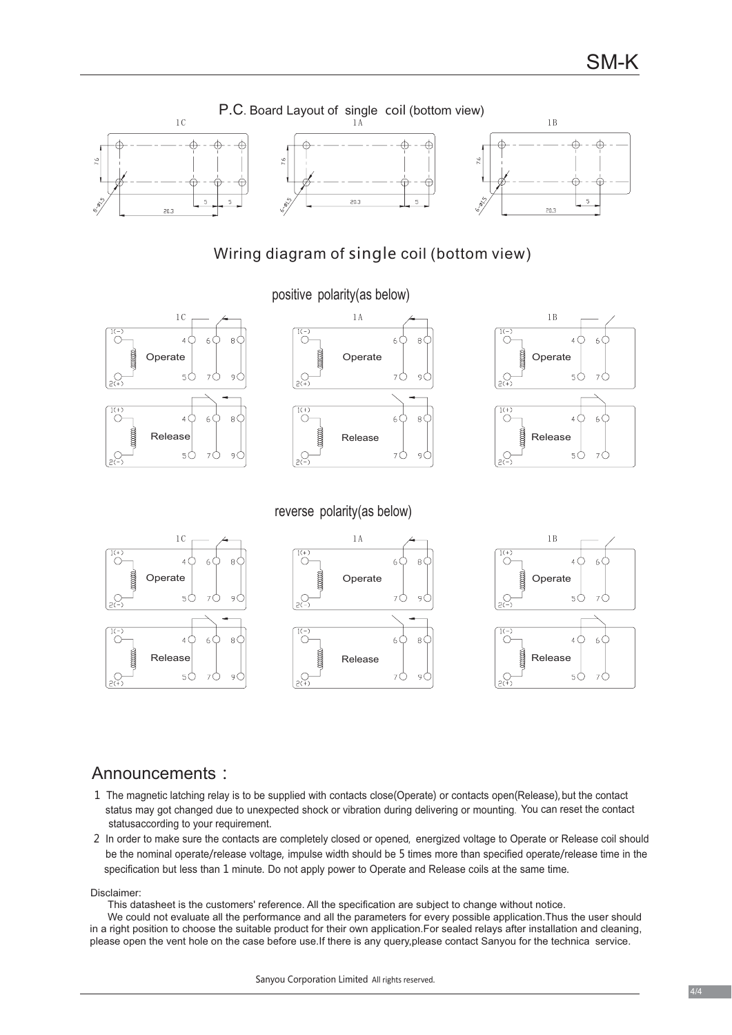## P.C. Board Layout of single coil (bottom view)

1C

7.6

8-Φ1.5

20.3

5

5

1A

7.6

6-Φ1.5

20.3

5

1B

7.6

6-Φ1.5

20.3

5

## Wiring diagram of single coil (bottom view)

### positive polarity(as below)

1C

1(-) 4 6 8 Operate 2(+) 5 7 9

1(+) 4 6 8 Release 2(-) 5 7 9

1A

1(-) 6 8 Operate 2(+) 7 9

1(+) 6 8 Release 2(-) 7 9

1B

1(-) 4 6 Operate 2(+) 5 7

1(+) 4 6 Release 2(-) 5 7

### reverse polarity(as below)

1C

1(+) 4 6 8 Operate 2(-) 5 7 9

1(-) 4 6 8 Release 2(+) 5 7 9

1A

1(+) 6 8 Operate 2(-) 7 9

1(-) 6 8 Release 2(+) 7 9

1B

1(+) 4 6 Operate 2(-) 5 7

1(-) 4 6 Release 2(+) 5 7

## Announcements：

1 The magnetic latching relay is to be supplied with contacts close(Operate) or contacts open(Release), but the contact status may got changed due to unexpected shock or vibration during delivering or mounting. You can reset the contact statusaccording to your requirement.

2 In order to make sure the contacts are completely closed or opened, energized voltage to Operate or Release coil should be the nominal operate/release voltage, impulse width should be 5 times more than specified operate/release time in the specification but less than 1 minute. Do not apply power to Operate and Release coils at the same time.

Disclaimer:

This datasheet is the customers' reference. All the specification are subject to change without notice.

We could not evaluate all the performance and all the parameters for every possible application.Thus the user should in a right position to choose the suitable product for their own application.For sealed relays after installation and cleaning, please open the vent hole on the case before use.If there is any query,please contact Sanyou for the technica service.

Sanyou Corporation Limited All rights reserved.